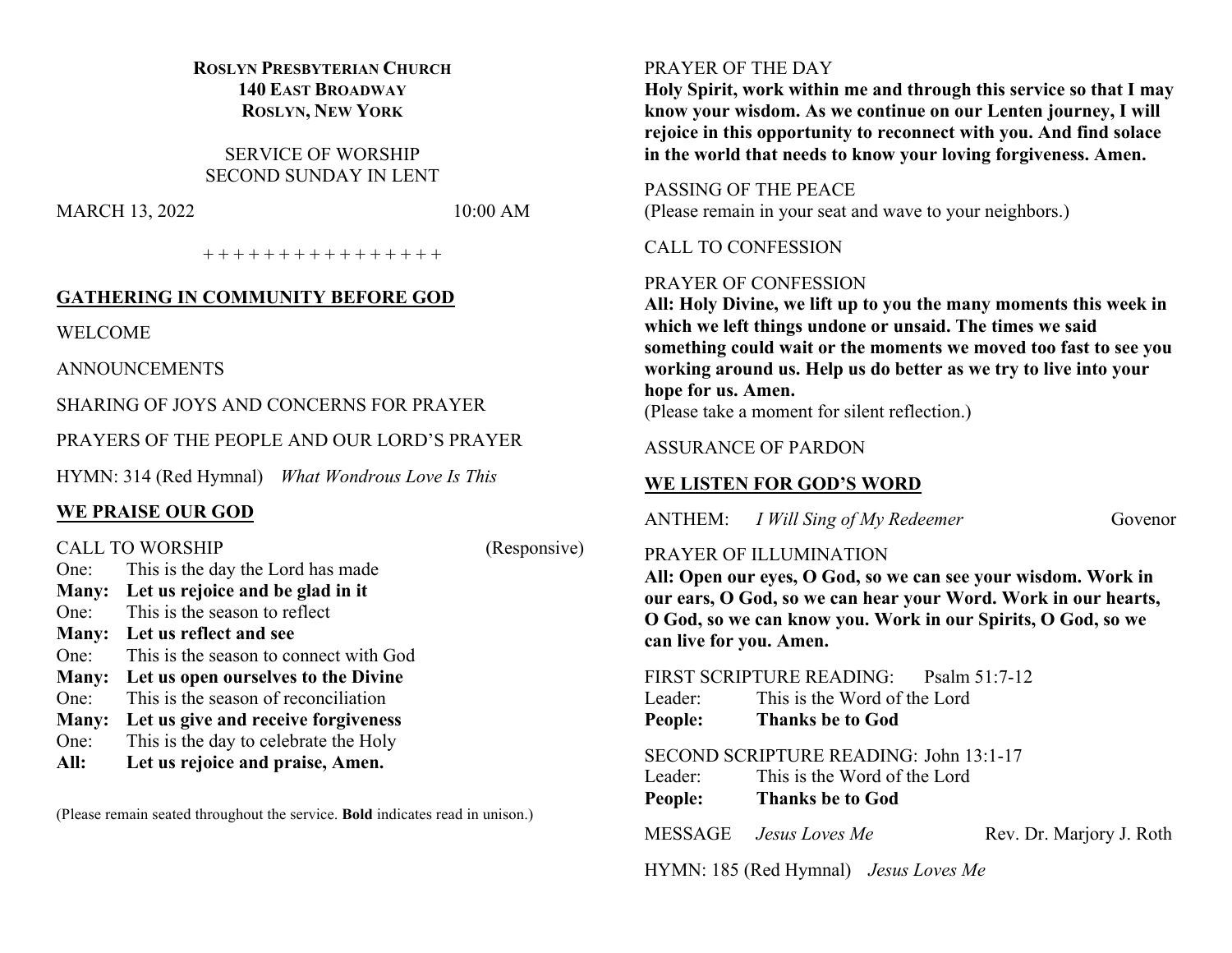**ROSLYN PRESBYTERIAN CHURCH**
**140 EAST BROADWAY**
**ROSLYN, NEW YORK**

SERVICE OF WORSHIP
SECOND SUNDAY IN LENT

MARCH 13, 2022 10:00 AM

+ + + + + + + + + + + + + + + +

## GATHERING IN COMMUNITY BEFORE GOD

WELCOME

ANNOUNCEMENTS

SHARING OF JOYS AND CONCERNS FOR PRAYER

PRAYERS OF THE PEOPLE AND OUR LORD'S PRAYER

HYMN: 314 (Red Hymnal) *What Wondrous Love Is This*

## WE PRAISE OUR GOD

CALL TO WORSHIP (Responsive)

One: This is the day the Lord has made
**Many: Let us rejoice and be glad in it**
One: This is the season to reflect
**Many: Let us reflect and see**
One: This is the season to connect with God
**Many: Let us open ourselves to the Divine**
One: This is the season of reconciliation
**Many: Let us give and receive forgiveness**
One: This is the day to celebrate the Holy
**All: Let us rejoice and praise, Amen.**

(Please remain seated throughout the service. **Bold** indicates read in unison.)

PRAYER OF THE DAY
**Holy Spirit, work within me and through this service so that I may know your wisdom. As we continue on our Lenten journey, I will rejoice in this opportunity to reconnect with you. And find solace in the world that needs to know your loving forgiveness. Amen.**

PASSING OF THE PEACE
(Please remain in your seat and wave to your neighbors.)

CALL TO CONFESSION

PRAYER OF CONFESSION
**All: Holy Divine, we lift up to you the many moments this week in which we left things undone or unsaid. The times we said something could wait or the moments we moved too fast to see you working around us. Help us do better as we try to live into your hope for us. Amen.**
(Please take a moment for silent reflection.)

ASSURANCE OF PARDON

## WE LISTEN FOR GOD'S WORD

ANTHEM: *I Will Sing of My Redeemer* Govenor

PRAYER OF ILLUMINATION
**All: Open our eyes, O God, so we can see your wisdom. Work in our ears, O God, so we can hear your Word. Work in our hearts, O God, so we can know you. Work in our Spirits, O God, so we can live for you. Amen.**

FIRST SCRIPTURE READING: Psalm 51:7-12
Leader: This is the Word of the Lord
**People: Thanks be to God**

SECOND SCRIPTURE READING: John 13:1-17
Leader: This is the Word of the Lord
**People: Thanks be to God**

MESSAGE *Jesus Loves Me* Rev. Dr. Marjory J. Roth

HYMN: 185 (Red Hymnal) *Jesus Loves Me*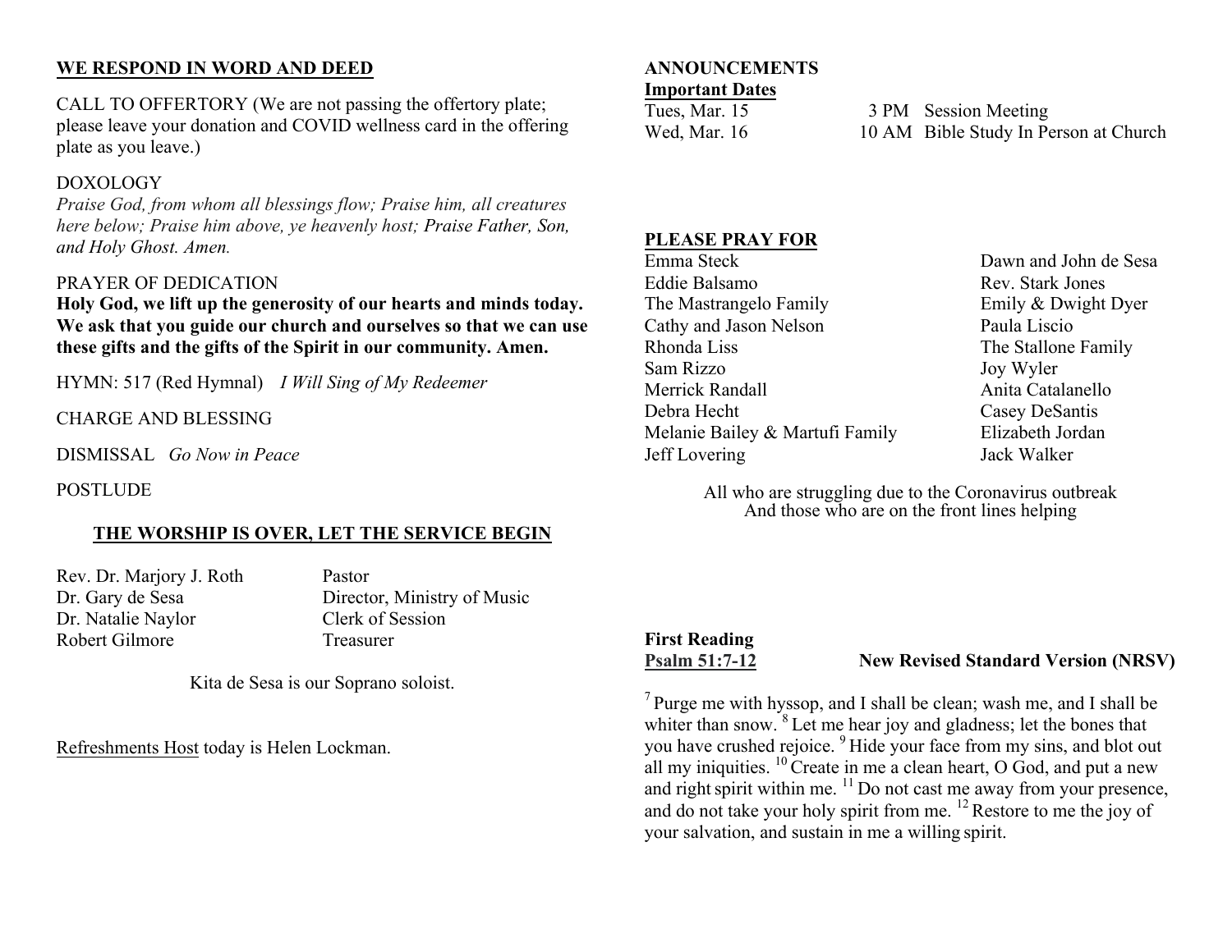**WE RESPOND IN WORD AND DEED**

CALL TO OFFERTORY (We are not passing the offertory plate; please leave your donation and COVID wellness card in the offering plate as you leave.)

DOXOLOGY
*Praise God, from whom all blessings flow; Praise him, all creatures here below; Praise him above, ye heavenly host; Praise Father, Son, and Holy Ghost. Amen.*

PRAYER OF DEDICATION
**Holy God, we lift up the generosity of our hearts and minds today. We ask that you guide our church and ourselves so that we can use these gifts and the gifts of the Spirit in our community. Amen.**

HYMN: 517 (Red Hymnal) *I Will Sing of My Redeemer*

CHARGE AND BLESSING

DISMISSAL *Go Now in Peace*

POSTLUDE

**THE WORSHIP IS OVER, LET THE SERVICE BEGIN**

| | |
|---|---|
| Rev. Dr. Marjory J. Roth | Pastor |
| Dr. Gary de Sesa | Director, Ministry of Music |
| Dr. Natalie Naylor | Clerk of Session |
| Robert Gilmore | Treasurer |

Kita de Sesa is our Soprano soloist.

Refreshments Host today is Helen Lockman.

**ANNOUNCEMENTS**

**Important Dates**

| | | |
|---|---|---|
| Tues, Mar. 15 | 3 PM | Session Meeting |
| Wed, Mar. 16 | 10 AM | Bible Study In Person at Church |

**PLEASE PRAY FOR**

| | |
|---|---|
| Emma Steck | Dawn and John de Sesa |
| Eddie Balsamo | Rev. Stark Jones |
| The Mastrangelo Family | Emily & Dwight Dyer |
| Cathy and Jason Nelson | Paula Liscio |
| Rhonda Liss | The Stallone Family |
| Sam Rizzo | Joy Wyler |
| Merrick Randall | Anita Catalanello |
| Debra Hecht | Casey DeSantis |
| Melanie Bailey & Martufi Family | Elizabeth Jordan |
| Jeff Lovering | Jack Walker |

All who are struggling due to the Coronavirus outbreak
And those who are on the front lines helping

**First Reading**
**Psalm 51:7-12** **New Revised Standard Version (NRSV)**

[7] Purge me with hyssop, and I shall be clean; wash me, and I shall be whiter than snow. [8] Let me hear joy and gladness; let the bones that you have crushed rejoice. [9] Hide your face from my sins, and blot out all my iniquities. [10] Create in me a clean heart, O God, and put a new and right spirit within me. [11] Do not cast me away from your presence, and do not take your holy spirit from me. [12] Restore to me the joy of your salvation, and sustain in me a willing spirit.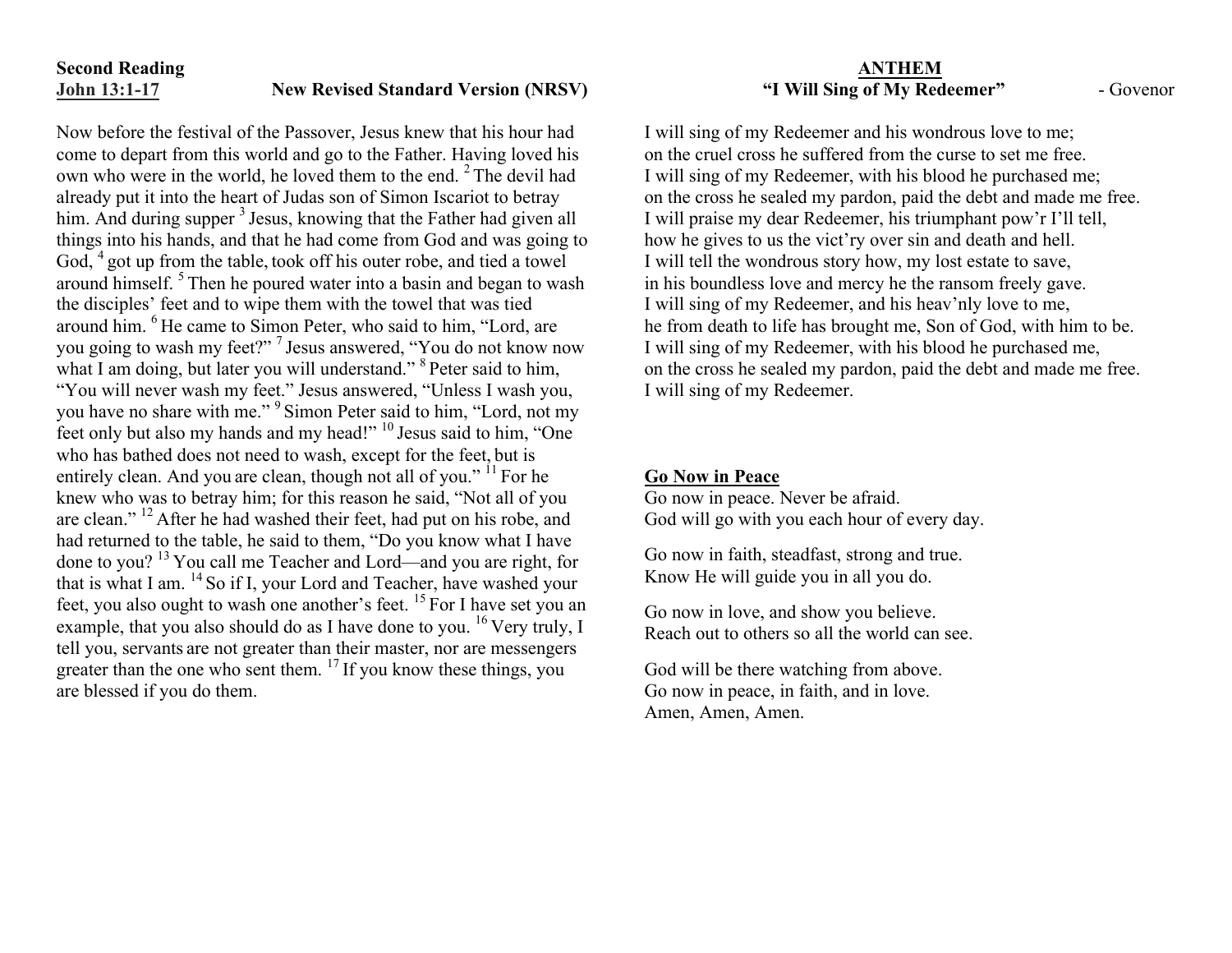**Second Reading**

**John 13:1-17** **New Revised Standard Version (NRSV)**

Now before the festival of the Passover, Jesus knew that his hour had come to depart from this world and go to the Father. Having loved his own who were in the world, he loved them to the end. [2] The devil had already put it into the heart of Judas son of Simon Iscariot to betray him. And during supper [3] Jesus, knowing that the Father had given all things into his hands, and that he had come from God and was going to God, [4] got up from the table, took off his outer robe, and tied a towel around himself. [5] Then he poured water into a basin and began to wash the disciples' feet and to wipe them with the towel that was tied around him. [6] He came to Simon Peter, who said to him, "Lord, are you going to wash my feet?" [7] Jesus answered, "You do not know now what I am doing, but later you will understand." [8] Peter said to him, "You will never wash my feet." Jesus answered, "Unless I wash you, you have no share with me." [9] Simon Peter said to him, "Lord, not my feet only but also my hands and my head!" [10] Jesus said to him, "One who has bathed does not need to wash, except for the feet, but is entirely clean. And you are clean, though not all of you." [11] For he knew who was to betray him; for this reason he said, "Not all of you are clean." [12] After he had washed their feet, had put on his robe, and had returned to the table, he said to them, "Do you know what I have done to you? [13] You call me Teacher and Lord—and you are right, for that is what I am. [14] So if I, your Lord and Teacher, have washed your feet, you also ought to wash one another's feet. [15] For I have set you an example, that you also should do as I have done to you. [16] Very truly, I tell you, servants are not greater than their master, nor are messengers greater than the one who sent them. [17] If you know these things, you are blessed if you do them.

**ANTHEM**

**"I Will Sing of My Redeemer"** - Govenor

I will sing of my Redeemer and his wondrous love to me;
on the cruel cross he suffered from the curse to set me free.
I will sing of my Redeemer, with his blood he purchased me;
on the cross he sealed my pardon, paid the debt and made me free.
I will praise my dear Redeemer, his triumphant pow'r I'll tell,
how he gives to us the vict'ry over sin and death and hell.
I will tell the wondrous story how, my lost estate to save,
in his boundless love and mercy he the ransom freely gave.
I will sing of my Redeemer, and his heav'nly love to me,
he from death to life has brought me, Son of God, with him to be.
I will sing of my Redeemer, with his blood he purchased me,
on the cross he sealed my pardon, paid the debt and made me free.
I will sing of my Redeemer.

**Go Now in Peace**

Go now in peace. Never be afraid.
God will go with you each hour of every day.

Go now in faith, steadfast, strong and true.
Know He will guide you in all you do.

Go now in love, and show you believe.
Reach out to others so all the world can see.

God will be there watching from above.
Go now in peace, in faith, and in love.
Amen, Amen, Amen.